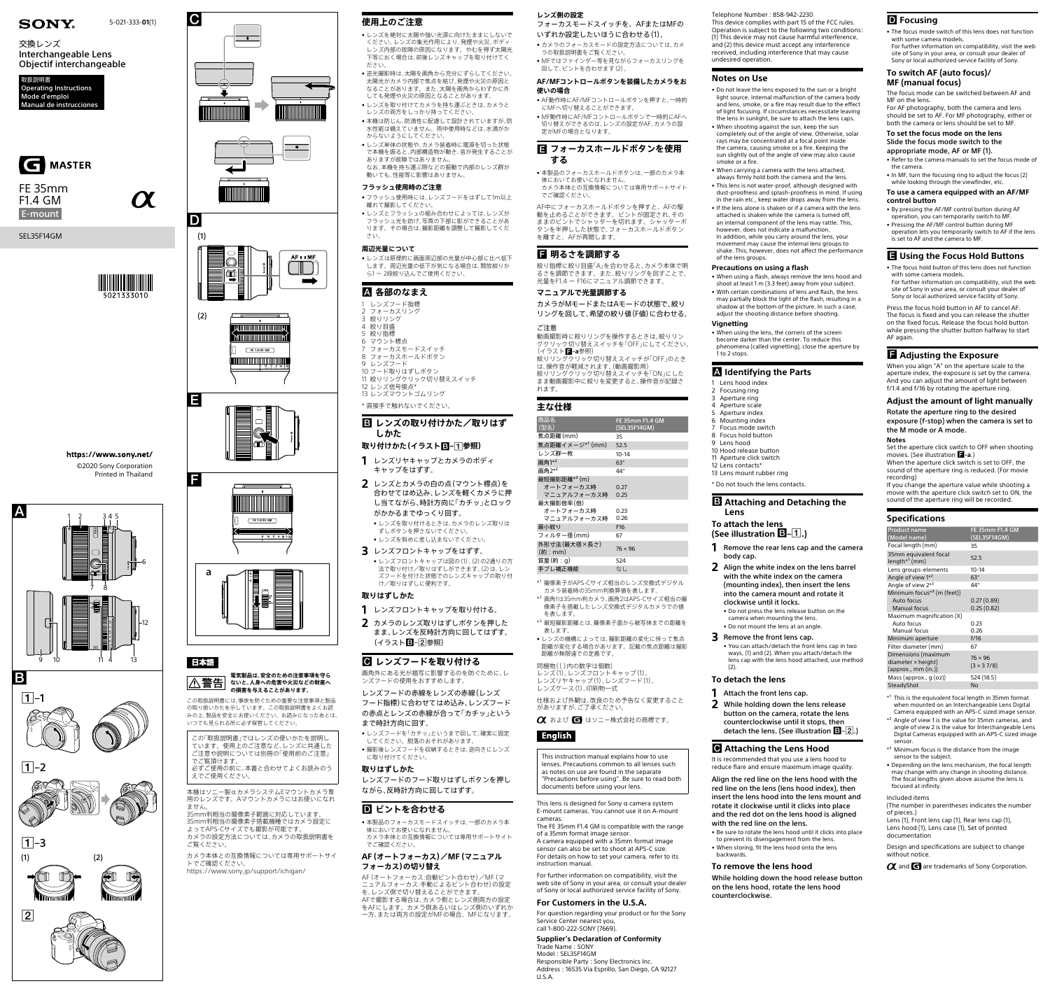SONY

5-021-333-01(1)

交換レンズ
Interchangeable Lens
Objectif interchangeable

取扱説明書
Operating Instructions
Mode d'emploi
Manual de instrucciones

G MASTER

FE 35mm
F1.4 GM
E-mount

SEL35F14GM

5021333010

https://www.sony.net/
©2020 Sony Corporation
Printed in Thailand

## 日本語

⚠警告 電気製品は、安全のための注意事項を守らないと、人身への危害や火災などの財産への損害を与えることがあります。

この取扱説明書には、事故を防ぐための重要な注意事項と製品の取り扱いかたを示しています。この取扱説明書をよくお読みの上、製品を安全にお使いください。お読みになったあとは、いつでも見られる所に必ず保管してください。

この「取扱説明書」ではレンズの使いかたを説明しています。使用上のご注意など、レンズに共通したご注意や説明については別冊の「使用前のご注意」でご覧頂けます。
必ずご使用の前に、本書と合わせてよくお読みのうえでご使用ください。

本機はソニー製αカメラシステムEマウントカメラ専用のレンズです。Aマウントカメラにはお使いになれません。
35mm判相当の撮像素子範囲に対応しています。35mm判相当の撮像素子搭載機種ではカメラ設定によってAPS-Cサイズでも撮影が可能です。
カメラの設定方法については、カメラの取扱説明書をご覧ください。

カメラ本体との互換情報については専用サポートサイトでご確認ください。
https://www.sony.jp/support/ichigan/

## 使用上のご注意

- レンズを絶対に太陽や強い光源に向けたままにしないでください。レンズの集光作用により、発煙や火災、ボディ・レンズ内部の故障の原因になります。やむを得ず太陽光下等において撮影する場合は、前後レンズキャップを取り付けてください。
- 逆光撮影時は、太陽を画角から充分にずらしてください。太陽光がカメラ内部で焦点を結び、発煙や火災の原因となることがあります。また、太陽を画角からわずかに外しても発煙や火災の原因となることがあります。
- レンズを取り付けてカメラを持ち運ぶときは、カメラとレンズの両方をしっかり持ってください。
- 本機は防じん、防滴性に配慮して設計されていますが、防水性能は備えていません。雨中使用時などは、水滴がかからないようにしてください。
- レンズ単体の状態や、カメラ装着時に電源を切った状態で本機を振ると、内部構造物が動き、音が発生することがありますが故障ではありません。
なお、本機を持ち運ぶ際などの振動で内部のレンズ群が動いても、性能等に影響はありません。

### フラッシュ使用時のご注意

- フラッシュ使用時には、レンズフードをはずして1m以上離れて撮影してください。
- レンズとフラッシュの組み合わせによっては、レンズがフラッシュ光を妨げ、写真の下部に影ができることがあります。その場合は、撮影距離を調整して撮影してください。

### 周辺光量について

- レンズは原理的に画面周辺部の光量が中心部に比べ低下します。周辺光量の低下が気になる場合は、開放絞りから1～2段絞り込んでご使用ください。

## A 各部のなまえ

1 レンズフード指標
2 フォーカスリング
3 絞りリング
4 絞り目盛
5 絞り指標
6 マウント標点
7 フォーカスモードスイッチ
8 フォーカスホールドボタン
9 レンズフード
10 フード取りはずしボタン
11 絞りリングクリック切り替えスイッチ
12 レンズ信号接点*
13 レンズマウントゴムリング

\* 直接手で触れないでください。

## B レンズの取り付けかた／取りはずしかた

### 取り付けかた（イラストB-1参照）

**1** レンズリヤキャップとカメラのボディキャップをはずす。

**2** レンズとカメラの白の点（マウント標点）を合わせてはめ込み、レンズを軽くカメラに押し当てながら、時計方向に「カチッ」とロックがかかるまでゆっくり回す。
- レンズを取り付けるときは、カメラのレンズ取りはずしボタンを押さないでください。
- レンズを斜めに差し込まないでください。

**3** レンズフロントキャップをはずす。
- レンズフロントキャップは図の(1)、(2)の2通りの方法で取り付け／取りはずしができます。(2)は、レンズフードを付けた状態でのレンズキャップの取り付け／取りはずしに便利です。

### 取りはずしかた

**1** レンズフロントキャップを取り付ける。

**2** カメラのレンズ取りはずしボタンを押したまま、レンズを反時計方向に回してはずす。（イラストB-2参照）

## C レンズフードを取り付ける

画面外にある光が描写に影響するのを防ぐために、レンズフードの使用をおすすめします。

レンズフードの赤線をレンズの赤線（レンズフード指標）に合わせてはめ込み、レンズフードの赤点とレンズの赤線が合って「カチッ」というまで時計方向に回す。
- レンズフードを「カチッ」というまで回して、確実に固定してください。脱落のおそれがあります。
- 撮影後レンズフードを収納するときは、逆向きにレンズに取り付けてください。

### 取りはずしかた

レンズフードのフード取りはずしボタンを押しながら、反時計方向に回してはずす。

## D ピントを合わせる

- 本製品のフォーカスモードスイッチは、一部のカメラ本体においてお使いになれません。
カメラ本体との互換情報については専用サポートサイトでご確認ください。

### AF（オートフォーカス）／MF（マニュアルフォーカス）の切り替え

AF（オートフォーカス：自動ピント合わせ）／MF（マニュアルフォーカス：手動によるピント合わせ）の設定を、レンズ側で切り替えることができます。
AFで撮影する場合は、カメラ側とレンズ側両方の設定をAFにします。カメラ側あるいはレンズ側のいずれか一方、または両方の設定がMFの場合、MFになります。

### レンズ側の設定

フォーカスモードスイッチを、AFまたはMFのいずれか設定したいほうに合わせる(1)。
- カメラのフォーカスモードの設定方法については、カメラの取扱説明書をご覧ください。
- MFではファインダー等を見ながらフォーカスリングを回して、ピントを合わせます(2)。

### AF/MFコントロールボタンを装備したカメラをお使いの場合

- AF動作時にAF/MFコントロールボタンを押すと、一時的にMFへ切り替えることができます。
- MF動作時にAF/MFコントロールボタンで一時的にAFへ切り替えができるのは、レンズの設定がAF、カメラの設定がMFの場合となります。

## E フォーカスホールドボタンを使用する

- 本製品のフォーカスホールドボタンは、一部のカメラ本体においてお使いになれません。
カメラ本体との互換情報については専用サポートサイトでご確認ください。

AF中にフォーカスホールドボタンを押すと、AFの駆動を止めることができます。ピントが固定され、そのままのピントでシャッターを切れます。シャッターボタンを半押しした状態で、フォーカスホールドボタンを離すと、AFが再開します。

## F 明るさを調節する

絞り指標に絞り目盛「A」を合わせると、カメラ本体で明るさを調節できます。また、絞りリングを回すことで、光量をF1.4 ～ F16にマニュアル調節できます。

### マニュアルで光量調節する

カメラがMモードまたはAモードの状態で、絞りリングを回して、希望の絞り値（F値）に合わせる。

### ご注意

動画撮影時に絞りリングを操作するときは、絞りリングクリック切り替えスイッチを「OFF」にしてください。（イラストF-a参照）
絞りリングクリック切り替えスイッチが「OFF」のときは、操作音が軽減されます。（動画撮影用）
絞りリングクリック切り替えスイッチを「ON」にしたまま動画撮影中に絞りを変更すると、操作音が記録されます。

## 主な仕様

| 商品名（型名） | FE 35mm F1.4 GM (SEL35F14GM) |
|---|---|
| 焦点距離 (mm) | 35 |
| 焦点距離イメージ*1 (mm) | 52.5 |
| レンズ群ー枚 | 10-14 |
| 画角1*2 | 63° |
| 画角2*2 | 44° |
| 最短撮影距離*3 (m) | |
| オートフォーカス時 | 0.27 |
| マニュアルフォーカス時 | 0.25 |
| 最大撮影倍率(倍) | |
| オートフォーカス時 | 0.23 |
| マニュアルフォーカス時 | 0.26 |
| 最小絞り | F16 |
| フィルター径 (mm) | 67 |
| 外形寸法（最大径×長さ）（約：mm） | 76 × 96 |
| 質量（約：g） | 524 |
| 手ブレ補正機能 | なし |

\*1 撮像素子がAPS-Cサイズ相当のレンズ交換式デジタルカメラ装着時の35mm判換算値を表します。
\*2 画角1は35mm判カメラ、画角2はAPS-Cサイズ相当の撮像素子を搭載したレンズ交換式デジタルカメラでの値を表します。
\*3 最短撮影距離とは、撮像素子面から被写体までの距離を表します。
- レンズの機構によっては、撮影距離の変化に伴って焦点距離が変化する場合があります。記載の焦点距離は撮影距離が無限遠での定義です。

同梱物（( )内の数字は個数）
レンズ(1)、レンズフロントキャップ(1)、レンズリヤキャップ(1)、レンズフード(1)、レンズケース(1)、印刷物一式

仕様および外観は、改良のため予告なく変更することがありますが、ご了承ください。

α および G はソニー株式会社の商標です。

## English

This instruction manual explains how to use lenses. Precautions common to all lenses such as notes on use are found in the separate "Precautions before using". Be sure to read both documents before using your lens.

This lens is designed for Sony α camera system E-mount cameras. You cannot use it on A-mount cameras.
The FE 35mm F1.4 GM is compatible with the range of a 35mm format image sensor.
A camera equipped with a 35mm format image sensor can also be set to shoot at APS-C size.
For details on how to set your camera, refer to its instruction manual.

For further information on compatibility, visit the web site of Sony in your area, or consult your dealer of Sony or local authorized service facility of Sony.

### For Customers in the U.S.A.

For question regarding your product or for the Sony Service Center nearest you,
call 1-800-222-SONY (7669).

**Supplier's Declaration of Conformity**
Trade Name : SONY
Model : SEL35F14GM
Responsible Party : Sony Electronics Inc.
Address : 16535 Via Esprillo, San Diego, CA 92127 U.S.A.
Telephone Number : 858-942-2230
This device complies with part 15 of the FCC rules. Operation is subject to the following two conditions: (1) This device may not cause harmful interference, and (2) this device must accept any interference received, including interference that may cause undesired operation.

## Notes on Use

- Do not leave the lens exposed to the sun or a bright light source. Internal malfunction of the camera body and lens, smoke, or a fire may result due to the effect of light focusing. If circumstances necessitate leaving the lens in sunlight, be sure to attach the lens caps.
- When shooting against the sun, keep the sun completely out of the angle of view. Otherwise, solar rays may be concentrated at a focal point inside the camera, causing smoke or a fire. Keeping the sun slightly out of the angle of view may also cause smoke or a fire.
- When carrying a camera with the lens attached, always firmly hold both the camera and the lens.
- This lens is not water-proof, although designed with dust-proofness and splash-proofness in mind. If using in the rain etc., keep water drops away from the lens.
- If the lens alone is shaken or if a camera with the lens attached is shaken while the camera is turned off, an internal component of the lens may rattle. This, however, does not indicate a malfunction.
In addition, while you carry around the lens, your movement may cause the internal lens groups to shake. This, however, does not affect the performance of the lens groups.

### Precautions on using a flash

- When using a flash, always remove the lens hood and shoot at least 1 m (3.3 feet) away from your subject.
- With certain combinations of lens and flash, the lens may partially block the light of the flash, resulting in a shadow at the bottom of the picture. In such a case, adjust the shooting distance before shooting.

### Vignetting

- When using the lens, the corners of the screen become darker than the center. To reduce this phenomena (called vignetting), close the aperture by 1 to 2 stops.

## A Identifying the Parts

1 Lens hood index
2 Focusing ring
3 Aperture ring
4 Aperture scale
5 Aperture index
6 Mounting index
7 Focus mode switch
8 Focus hold button
9 Lens hood
10 Hood release button
11 Aperture click switch
12 Lens contacts*
13 Lens mount rubber ring

\* Do not touch the lens contacts.

## B Attaching and Detaching the Lens

### To attach the lens (See illustration B-1.)

**1** Remove the rear lens cap and the camera body cap.

**2** Align the white index on the lens barrel with the white index on the camera (mounting index), then insert the lens into the camera mount and rotate it clockwise until it locks.
- Do not press the lens release button on the camera when mounting the lens.
- Do not mount the lens at an angle.

**3** Remove the front lens cap.
- You can attach/detach the front lens cap in two ways, (1) and (2). When you attach/detach the lens cap with the lens hood attached, use method (2).

### To detach the lens

**1** Attach the front lens cap.

**2** While holding down the lens release button on the camera, rotate the lens counterclockwise until it stops, then detach the lens. (See illustration B-2.)

## C Attaching the Lens Hood

It is recommended that you use a lens hood to reduce flare and ensure maximum image quality.

**Align the red line on the lens hood with the red line on the lens (lens hood index), then insert the lens hood into the lens mount and rotate it clockwise until it clicks into place and the red dot on the lens hood is aligned with the red line on the lens.**
- Be sure to rotate the lens hood until it clicks into place to prevent its disengagement from the lens.
- When storing, fit the lens hood onto the lens backwards.

### To remove the lens hood

**While holding down the hood release button on the lens hood, rotate the lens hood counterclockwise.**

## D Focusing

- The focus mode switch of this lens does not function with some camera models.
For further information on compatibility, visit the web site of Sony in your area, or consult your dealer of Sony or local authorized service facility of Sony.

### To switch AF (auto focus)/MF (manual focus)

The focus mode can be switched between AF and MF on the lens.
For AF photography, both the camera and lens should be set to AF. For MF photography, either or both the camera or lens should be set to MF.

#### To set the focus mode on the lens

**Slide the focus mode switch to the appropriate mode, AF or MF (1).**
- Refer to the camera manuals to set the focus mode of the camera.
- In MF, turn the focusing ring to adjust the focus (2) while looking through the viewfinder, etc.

#### To use a camera equipped with an AF/MF control button

- By pressing the AF/MF control button during AF operation, you can temporarily switch to MF.
- Pressing the AF/MF control button during MF operation lets you temporarily switch to AF if the lens is set to AF and the camera to MF.

## E Using the Focus Hold Buttons

- The focus hold button of this lens does not function with some camera models.
For further information on compatibility, visit the web site of Sony in your area, or consult your dealer of Sony or local authorized service facility of Sony.

Press the focus hold button in AF to cancel AF. The focus is fixed and you can release the shutter on the fixed focus. Release the focus hold button while pressing the shutter button halfway to start AF again.

## F Adjusting the Exposure

When you align "A" on the aperture scale to the aperture index, the exposure is set by the camera. And you can adjust the amount of light between f/1.4 and f/16 by rotating the aperture ring.

### Adjust the amount of light manually

**Rotate the aperture ring to the desired exposure (f-stop) when the camera is set to the M mode or A mode.**

#### Notes

Set the aperture click switch to OFF when shooting movies. (See illustration F-a.)
When the aperture click switch is set to OFF, the sound of the aperture ring is reduced. (For movie recording)
If you change the aperture value while shooting a movie with the aperture click switch set to ON, the sound of the aperture ring will be recorded.

## Specifications

| Product name (Model name) | FE 35mm F1.4 GM (SEL35F14GM) |
|---|---|
| Focal length (mm) | 35 |
| 35mm equivalent focal length*1 (mm) | 52.5 |
| Lens groups-elements | 10-14 |
| Angle of view 1*2 | 63° |
| Angle of view 2*2 | 44° |
| Minimum focus*3 (m (feet)) | |
| Auto focus | 0.27 (0.89) |
| Manual focus | 0.25 (0.82) |
| Maximum magnification (X) | |
| Auto focus | 0.23 |
| Manual focus | 0.26 |
| Minimum aperture | f/16 |
| Filter diameter (mm) | 67 |
| Dimensions (maximum diameter × height) (approx., mm (in.)) | 76 × 96 (3 × 3 7/8) |
| Mass (approx., g (oz)) | 524 (18.5) |
| SteadyShot | No |

\*1 This is the equivalent focal length in 35mm format when mounted on an Interchangeable Lens Digital Camera equipped with an APS-C sized image sensor.
\*2 Angle of view 1 is the value for 35mm cameras, and angle of view 2 is the value for Interchangeable Lens Digital Cameras equipped with an APS-C sized image sensor.
\*3 Minimum focus is the distance from the image sensor to the subject.
- Depending on the lens mechanism, the focal length may change with any change in shooting distance. The focal lengths given above assume the lens is focused at infinity.

Included items
(The number in parentheses indicates the number of pieces.)
Lens (1), Front lens cap (1), Rear lens cap (1), Lens hood (1), Lens case (1), Set of printed documentation

Design and specifications are subject to change without notice.

α and G are trademarks of Sony Corporation.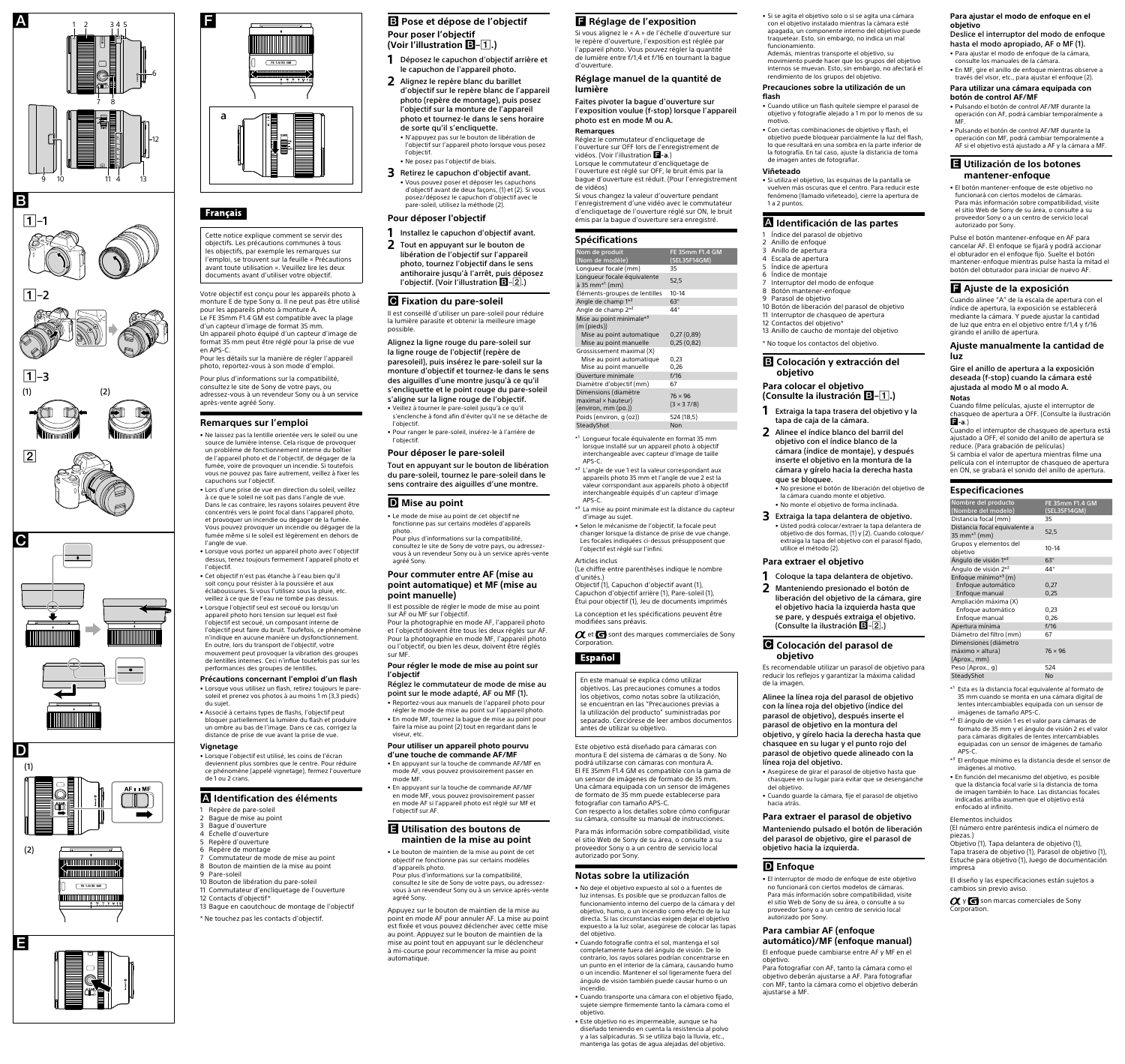A

1 2 3 4 5

6

7 8

9 10 11 4 13

12

B

1–1

1–2

1–3

(1) (2)

2

C

D

(1)

AF MF

(2)

E

F

a

## Français

Cette notice explique comment se servir des objectifs. Les précautions communes à tous les objectifs, par exemple les remarques sur l'emploi, se trouvent sur la feuille « Précautions avant toute utilisation ». Veuillez lire les deux documents avant d'utiliser votre objectif.

Votre objectif est conçu pour les appareils photo à monture E de type Sony α. Il ne peut pas être utilisé pour les appareils photo à monture A.
Le FE 35mm F1.4 GM est compatible avec la plage d'un capteur d'image de format 35 mm.
Un appareil photo équipé d'un capteur d'image de format 35 mm peut être réglé pour la prise de vue en APS-C.
Pour les détails sur la manière de régler l'appareil photo, reportez-vous à son mode d'emploi.

Pour plus d'informations sur la compatibilité, consultez le site de Sony de votre pays, ou adressez-vous à un revendeur Sony ou à un service après-vente agréé Sony.

### Remarques sur l'emploi

- Ne laissez pas la lentille orientée vers le soleil ou une source de lumière intense. Cela risque de provoquer un problème de fonctionnement interne du boîtier de l'appareil photo et de l'objectif, de dégager de la fumée, voire de provoquer un incendie. Si toutefois vous ne pouvez pas faire autrement, veillez à fixer les capuchons sur l'objectif.
- Lors d'une prise de vue en direction du soleil, veillez à ce que le soleil ne soit pas dans l'angle de vue. Dans le cas contraire, les rayons solaires peuvent être concentrés vers le point focal dans l'appareil photo, et provoquer un incendie ou dégager de la fumée. Vous pouvez provoquer un incendie ou dégager de la fumée même si le soleil est légèrement en dehors de l'angle de vue.
- Lorsque vous portez un appareil photo avec l'objectif dessus, tenez toujours fermement l'appareil photo et l'objectif.
- Cet objectif n'est pas étanche à l'eau bien qu'il soit conçu pour résister à la poussière et aux éclaboussures. Si vous l'utilisez sous la pluie, etc. veillez à ce que de l'eau ne tombe pas dessus.
- Lorsque l'objectif seul est secoué ou lorsqu'un appareil photo hors tension sur lequel est fixé l'objectif est secoué, un composant interne de l'objectif peut faire du bruit. Toutefois, ce phénomène n'indique en aucune manière un dysfonctionnement. En outre, lors du transport de l'objectif, votre mouvement peut provoquer la vibration des groupes de lentilles internes. Ceci n'influe toutefois pas sur les performances des groupes de lentilles.

#### Précautions concernant l'emploi d'un flash

- Lorsque vous utilisez un flash, retirez toujours le pare-soleil et prenez vos photos à au moins 1 m (3,3 pieds) du sujet.
- Associé à certains types de flashs, l'objectif peut bloquer partiellement la lumière du flash et produire un ombre au bas de l'image. Dans ce cas, corrigez la distance de prise de vue avant la prise de vue.

#### Vignetage

- Lorsque l'objectif est utilisé, les coins de l'écran deviennent plus sombres que le centre. Pour réduire ce phénomène (appelé vignetage), fermez l'ouverture de 1 ou 2 crans.

### A Identification des éléments

1 Repère de pare-soleil
2 Bague de mise au point
3 Bague d'ouverture
4 Échelle d'ouverture
5 Repère d'ouverture
6 Repère de montage
7 Commutateur de mode de mise au point
8 Bouton de maintien de la mise au point
9 Pare-soleil
10 Bouton de libération du pare-soleil
11 Commutateur d'encliquetage de l'ouverture
12 Contacts d'objectif*
13 Bague en caoutchouc de montage de l'objectif

\* Ne touchez pas les contacts d'objectif.

### B Pose et dépose de l'objectif

#### Pour poser l'objectif (Voir l'illustration B–1.)

1 Déposez le capuchon d'objectif arrière et le capuchon de l'appareil photo.

2 Alignez le repère blanc du barillet d'objectif sur le repère blanc de l'appareil photo (repère de montage), puis posez l'objectif sur la monture de l'appareil photo et tournez-le dans le sens horaire de sorte qu'il s'encliquette.
- N'appuyez pas sur le bouton de libération de l'objectif sur l'appareil photo lorsque vous posez l'objectif.
- Ne posez pas l'objectif de biais.

3 Retirez le capuchon d'objectif avant.
- Vous pouvez poser et déposer les capuchons d'objectif avant de deux façons, (1) et (2). Si vous posez/déposez le capuchon d'objectif avec le pare-soleil, utilisez la méthode (2).

#### Pour déposer l'objectif

1 Installez le capuchon d'objectif avant.

2 Tout en appuyant sur le bouton de libération de l'objectif sur l'appareil photo, tournez l'objectif dans le sens antihoraire jusqu'à l'arrêt, puis déposez l'objectif. (Voir l'illustration B–2.)

### C Fixation du pare-soleil

Il est conseillé d'utiliser un pare-soleil pour réduire la lumière parasite et obtenir la meilleure image possible.

**Alignez la ligne rouge du pare-soleil sur la ligne rouge de l'objectif (repère de paresoleil), puis insérez le pare-soleil sur la monture d'objectif et tournez-le dans le sens des aiguilles d'une montre jusqu'à ce qu'il s'encliquette et le point rouge du pare-soleil s'aligne sur la ligne rouge de l'objectif.**
- Veillez à tourner le pare-soleil jusqu'à ce qu'il s'enclenche à fond afin d'éviter qu'il ne se détache de l'objectif.
- Pour ranger le pare-soleil, insérez-le à l'arrière de l'objectif.

#### Pour déposer le pare-soleil

**Tout en appuyant sur le bouton de libération du pare-soleil, tournez le pare-soleil dans le sens contraire des aiguilles d'une montre.**

### D Mise au point

- Le mode de mise au point de cet objectif ne fonctionne pas sur certains modèles d'appareils photo.
Pour plus d'informations sur la compatibilité, consultez le site de Sony de votre pays, ou adressez-vous à un revendeur Sony ou à un service après-vente agréé Sony.

#### Pour commuter entre AF (mise au point automatique) et MF (mise au point manuelle)

Il est possible de régler le mode de mise au point sur AF ou MF sur l'objectif.
Pour la photographie en mode AF, l'appareil photo et l'objectif doivent être tous les deux réglés sur AF. Pour la photographie en mode MF, l'appareil photo ou l'objectif, ou bien les deux, doivent être réglés sur MF.

#### Pour régler le mode de mise au point sur l'objectif

**Réglez le commutateur de mode de mise au point sur le mode adapté, AF ou MF (1).**
- Reportez-vous aux manuels de l'appareil photo pour régler le mode de mise au point sur l'appareil photo.
- En mode MF, tournez la bague de mise au point pour faire la mise au point (2) tout en regardant dans le viseur, etc.

#### Pour utiliser un appareil photo pourvu d'une touche de commande AF/MF

- En appuyant sur la touche de commande AF/MF en mode AF, vous pouvez provisoirement passer en mode MF.
- En appuyant sur la touche de commande AF/MF en mode MF, vous pouvez provisoirement passer en mode AF si l'appareil photo est réglé sur MF et l'objectif sur AF.

### E Utilisation des boutons de maintien de la mise au point

- Le bouton de maintien de la mise au point de cet objectif ne fonctionne pas sur certains modèles d'appareils photo.
Pour plus d'informations sur la compatibilité, consultez le site de Sony de votre pays, ou adressez-vous à un revendeur Sony ou à un service après-vente agréé Sony.

Appuyez sur le bouton de maintien de la mise au point en mode AF pour annuler AF. La mise au point est fixée et vous pouvez déclencher avec cette mise au point. Appuyez sur le bouton de maintien de la mise au point tout en appuyant sur le déclencheur à mi-course pour recommencer la mise au point automatique.

### F Réglage de l'exposition

Si vous alignez le « A » de l'échelle d'ouverture sur le repère d'ouverture, l'exposition est réglée par l'appareil photo. Vous pouvez régler la quantité de lumière entre f/1,4 et f/16 en tournant la bague d'ouverture.

#### Réglage manuel de la quantité de lumière

**Faites pivoter la bague d'ouverture sur l'exposition voulue (f-stop) lorsque l'appareil photo est en mode M ou A.**

**Remarques**
Réglez le commutateur d'encliquetage de l'ouverture sur OFF lors de l'enregistrement de vidéos. (Voir l'illustration F-a.)
Lorsque le commutateur d'encliquetage de l'ouverture est réglé sur OFF, le bruit émis par la bague d'ouverture est réduit. (Pour l'enregistrement de vidéos)
Si vous changez la valeur d'ouverture pendant l'enregistrement d'une vidéo avec le commutateur d'encliquetage de l'ouverture réglé sur ON, le bruit émis par la bague d'ouverture sera enregistré.

### Spécifications

| Nom de produit (Nom de modèle) | FE 35mm F1.4 GM (SEL35F14GM) |
|---|---|
| Longueur focale (mm) | 35 |
| Longueur focale équivalente à 35 mm*1 (mm) | 52,5 |
| Éléments-groupes de lentilles | 10-14 |
| Angle de champ 1*2 | 63° |
| Angle de champ 2*2 | 44° |
| Mise au point minimale*3 (m (pieds)) | |
| Mise au point automatique | 0,27 (0,89) |
| Mise au point manuelle | 0,25 (0,82) |
| Grossissement maximal (X) | |
| Mise au point automatique | 0,23 |
| Mise au point manuelle | 0,26 |
| Ouverture minimale | f/16 |
| Diamètre d'objectif (mm) | 67 |
| Dimensions (diamètre maximal × hauteur) (environ, mm (po.)) | 76 × 96 (3 × 3 7/8) |
| Poids (environ, g (oz)) | 524 (18,5) |
| SteadyShot | Non |

\*1 Longueur focale équivalente en format 35 mm lorsque installé sur un appareil photo à objectif interchangeable avec capteur d'image de taille APS-C.
\*2 L'angle de vue 1 est la valeur correspondant aux appareils photo 35 mm et l'angle de vue 2 est la valeur corrspondant aux appareils photo à objectif interchangeable équipés d'un capteur d'image APS-C.
\*3 La mise au point minimale est la distance du capteur d'image au sujet.
- Selon le mécanisme de l'objectif, la focale peut changer lorsque la distance de prise de vue change. Les focales indiquées ci-dessus présupposent que l'objectif est réglé sur l'infini.

Articles inclus
(Le chiffre entre parenthèses indique le nombre d'unités.)
Objectif (1), Capuchon d'objectif avant (1), Capuchon d'objectif arrière (1), Pare-soleil (1), Étui pour objectif (1), Jeu de documents imprimés

La conception et les spécifications peuvent être modifiées sans préavis.

α et G sont des marques commerciales de Sony Corporation.

## Español

En este manual se explica cómo utilizar objetivos. Las precauciones comunes a todos los objetivos, como notas sobre la utilización, se encuentran en las "Precauciones previas a la utilización del producto" suministradas por separado. Cerciórese de leer ambos documentos antes de utilizar su objetivo.

Este objetivo está diseñado para cámaras con montura E del sistema de cámaras α de Sony. No podrá utilizarse con cámaras con montura A.
El FE 35mm F1.4 GM es compatible con la gama de un sensor de imágenes de formato de 35 mm.
Una cámara equipada con un sensor de imágenes de formato de 35 mm puede establecerse para fotografiar con tamaño APS-C.
Con respecto a los detalles sobre cómo configurar su cámara, consulte su manual de instrucciones.

Para más información sobre compatibilidad, visite el sitio Web de Sony de su área, o consulte a su proveedor Sony o a un centro de servicio local autorizado por Sony.

### Notas sobre la utilización

- No deje el objetivo expuesto al sol o a fuentes de luz intensas. Es posible que se produzcan fallos de funcionamiento interno del cuerpo de la cámara y del objetivo, humo, o un incendio como efecto de la luz directa. Si las circunstancias exigen dejar el objetivo expuesto a la luz solar, asegúrese de colocar las tapas del objetivo.
- Cuando fotografíe contra el sol, mantenga el sol completamente fuera del ángulo de visión. De lo contrario, los rayos solares podrían concentrarse en un punto en el interior de la cámara, causando humo o un incendio. Mantener el sol ligeramente fuera del ángulo de visión también puede causar humo o un incendio.
- Cuando transporte una cámara con el objetivo fijado, sujete siempre firmemente tanto la cámara como el objetivo.
- Este objetivo no es impermeable, aunque se ha diseñado teniendo en cuenta la resistencia al polvo y a las salpicaduras. Si se utiliza bajo la lluvia, etc., mantenga las gotas de agua alejadas del objetivo.
- Si se agita el objetivo solo o si se agita una cámara con el objetivo instalado mientras la cámara está apagada, un componente interno del objetivo puede traquetear. Esto, sin embargo, no indica un mal funcionamiento.
Además, mientras transporte el objetivo, su movimiento puede hacer que los grupos del objetivo internos se muevan. Esto, sin embargo, no afectará el rendimiento de los grupos del objetivo.

#### Precauciones sobre la utilización de un flash

- Cuando utilice un flash quítele siempre el parasol de objetivo y fotografíe alejado a 1 m por lo menos de su motivo.
- Con ciertas combinaciones de objetivo y flash, el objetivo puede bloquear parcialmente la luz del flash, lo que resultará en una sombra en la parte inferior de la fotografía. En tal caso, ajuste la distancia de toma de imagen antes de fotografiar.

#### Viñeteado

- Si utiliza el objetivo, las esquinas de la pantalla se vuelven más oscuras que el centro. Para reducir este fenómeno (llamado viñeteado), cierre la apertura de 1 a 2 puntos.

### A Identificación de las partes

1 Índice del parasol de objetivo
2 Anillo de enfoque
3 Anillo de apertura
4 Escala de apertura
5 Índice de apertura
6 Índice de montaje
7 Interruptor del modo de enfoque
8 Botón mantener-enfoque
9 Parasol de objetivo
10 Botón de liberación del parasol de objetivo
11 Interruptor de chasqueo de apertura
12 Contactos del objetivo*
13 Anillo de caucho de montaje del objetivo

\* No toque los contactos del objetivo.

### B Colocación y extracción del objetivo

#### Para colocar el objetivo (Consulte la ilustración B–1.)

1 Extraiga la tapa trasera del objetivo y la tapa de caja de la cámara.

2 Alinee el índice blanco del barril del objetivo con el índice blanco de la cámara (índice de montaje), y después inserte el objetivo en la montura de la cámara y gírelo hacia la derecha hasta que se bloquee.
- No presione el botón de liberación del objetivo de la cámara cuando monte el objetivo.
- No monte el objetivo de forma inclinada.

3 Extraiga la tapa delantera del objetivo.
- Usted podrá colocar/extraer la tapa delantera de objetivo de dos formas, (1) y (2). Cuando coloque/extraiga la tapa del objetivo con el parasol fijado, utilice el método (2).

#### Para extraer el objetivo

1 Coloque la tapa delantera del objetivo.

2 Manteniendo presionado el botón de liberación del objetivo de la cámara, gire el objetivo hacia la izquierda hasta que se pare, y después extraiga el objetivo. (Consulte la ilustración B–2.)

### C Colocación del parasol de objetivo

Es recomendable utilizar un parasol de objetivo para reducir los reflejos y garantizar la máxima calidad de la imagen.

**Alinee la línea roja del parasol de objetivo con la línea roja del objetivo (índice del parasol de objetivo), después inserte el parasol de objetivo en la montura del objetivo, y gírelo hacia la derecha hasta que chasquee en su lugar y el punto rojo del parasol de objetivo quede alineado con la línea roja del objetivo.**
- Asegúrese de girar el parasol de objetivo hasta que chasquee en su lugar para evitar que se desenganche del objetivo.
- Cuando guarde la cámara, fije el parasol de objetivo hacia atrás.

#### Para extraer el parasol de objetivo

**Manteniendo pulsado el botón de liberación del parasol de objetivo, gire el parasol de objetivo hacia la izquierda.**

### D Enfoque

- El interruptor de modo de enfoque de este objetivo no funcionará con ciertos modelos de cámaras. Para más información sobre compatibilidad, visite el sitio Web de Sony de su área, o consulte a su proveedor Sony o a un centro de servicio local autorizado por Sony.

#### Para cambiar AF (enfoque automático)/MF (enfoque manual)

El enfoque puede cambiarse entre AF y MF en el objetivo.
Para fotografiar con AF, tanto la cámara como el objetivo deberán ajustarse a AF. Para fotografiar con MF, tanto la cámara como el objetivo deberán ajustarse a MF.

#### Para ajustar el modo de enfoque en el objetivo

**Deslice el interruptor del modo de enfoque hasta el modo apropiado, AF o MF (1).**
- Para ajustar el modo de enfoque de la cámara, consulte los manuales de la cámara.
- En MF, gire el anillo de enfoque mientras observe a través del visor, etc., para ajustar el enfoque (2).

#### Para utilizar una cámara equipada con botón de control AF/MF

- Pulsando el botón de control AF/MF durante la operación con AF, podrá cambiar temporalmente a MF.
- Pulsando el botón de control AF/MF durante la operación con MF, podrá cambiar temporalmente a AF si el objetivo está ajustado a AF y la cámara a MF.

### E Utilización de los botones mantener-enfoque

- El botón mantener-enfoque de este objetivo no funcionará con ciertos modelos de cámaras. Para más información sobre compatibilidad, visite el sitio Web de Sony de su área, o consulte a su proveedor Sony o a un centro de servicio local autorizado por Sony.

Pulse el botón mantener-enfoque en AF para cancelar AF. El enfoque se fijará y podrá accionar el obturador en el enfoque fijo. Suelte el botón mantener-enfoque mientras pulse hasta la mitad el botón del obturador para iniciar de nuevo AF.

### F Ajuste de la exposición

Cuando alinee "A" de la escala de apertura con el índice de apertura, la exposición se establecerá mediante la cámara. Y puede ajustar la cantidad de luz que entra en el objetivo entre f/1,4 y f/16 girando el anillo de apertura.

#### Ajuste manualmente la cantidad de luz

**Gire el anillo de apertura a la exposición deseada (f-stop) cuando la cámara esté ajustada al modo M o al modo A.**

**Notas**
Cuando filme películas, ajuste el interruptor de chasqueo de apertura a OFF. (Consulte la ilustración F-a.)
Cuando el interruptor de chasqueo de apertura está ajustado a OFF, el sonido del anillo de apertura se reduce. (Para grabación de películas)
Si cambia el valor de apertura mientras filme una película con el interruptor de chasqueo de apertura en ON, se grabará el sonido del anillo de apertura.

### Especificaciones

| Nombre del producto (Nombre del modelo) | FE 35mm F1.4 GM (SEL35F14GM) |
|---|---|
| Distancia focal (mm) | 35 |
| Distancia focal equivalente a 35 mm*1 (mm) | 52,5 |
| Grupos y elementos del objetivo | 10-14 |
| Ángulo de visión 1*2 | 63° |
| Ángulo de visión 2*2 | 44° |
| Enfoque mínimo*3 (m) | |
| Enfoque automático | 0,27 |
| Enfoque manual | 0,25 |
| Ampliación máxima (X) | |
| Enfoque automático | 0,23 |
| Enfoque manual | 0,26 |
| Apertura mínima | f/16 |
| Diámetro del filtro (mm) | 67 |
| Dimensiones (diámetro máximo × altura) (Aprox., mm) | 76 × 96 |
| Peso (Aprox., g) | 524 |
| SteadyShot | No |

\*1 Esta es la distancia focal equivalente al formato de 35 mm cuando se monta en una cámara digital de lentes intercambiables equipada con un sensor de imágenes de tamaño APS-C.
\*2 El ángulo de visión 1 es el valor para cámaras de formato de 35 mm y el ángulo de visión 2 es el valor para cámaras digitales de lentes intercambiables equipadas con un sensor de imágenes de tamaño APS-C.
\*3 El enfoque mínimo es la distancia desde el sensor de imágenes al motivo.
- En función del mecanismo del objetivo, es posible que la distancia focal varíe si la distancia de toma de imagen también lo hace. Las distancias focales indicadas arriba asumen que el objetivo está enfocado al infinito.

Elementos incluidos
(El número entre paréntesis indica el número de piezas.)
Objetivo (1), Tapa delantera de objetivo (1), Tapa trasera de objetivo (1), Parasol de objetivo (1), Estuche para objetivo (1), Juego de documentación impresa

El diseño y las especificaciones están sujetos a cambios sin previo aviso.

α y G son marcas comerciales de Sony Corporation.